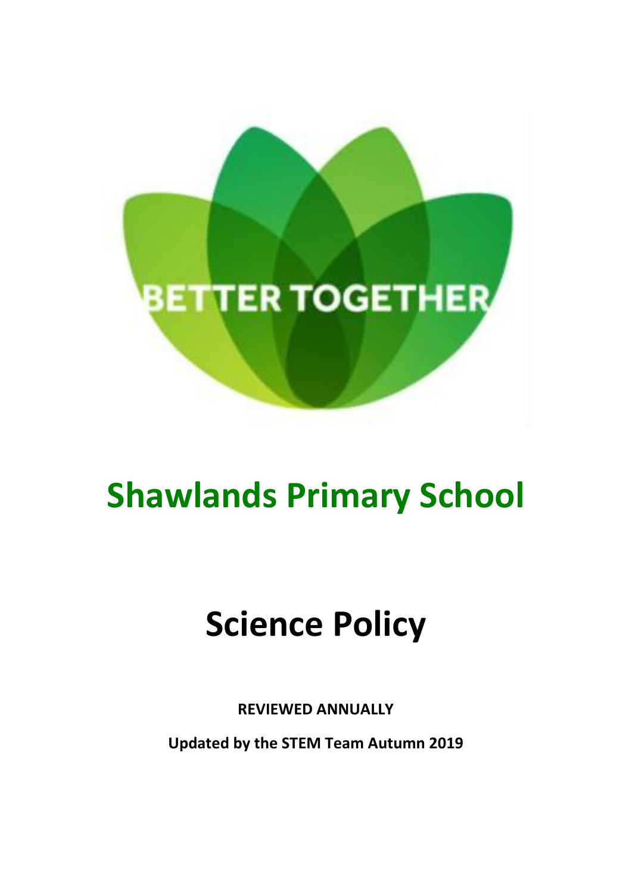BETTER TOGETHER

# Shawlands Primary School

# Science Policy

**REVIEWED ANNUALLY**

**Updated by the STEM Team Autumn 2019**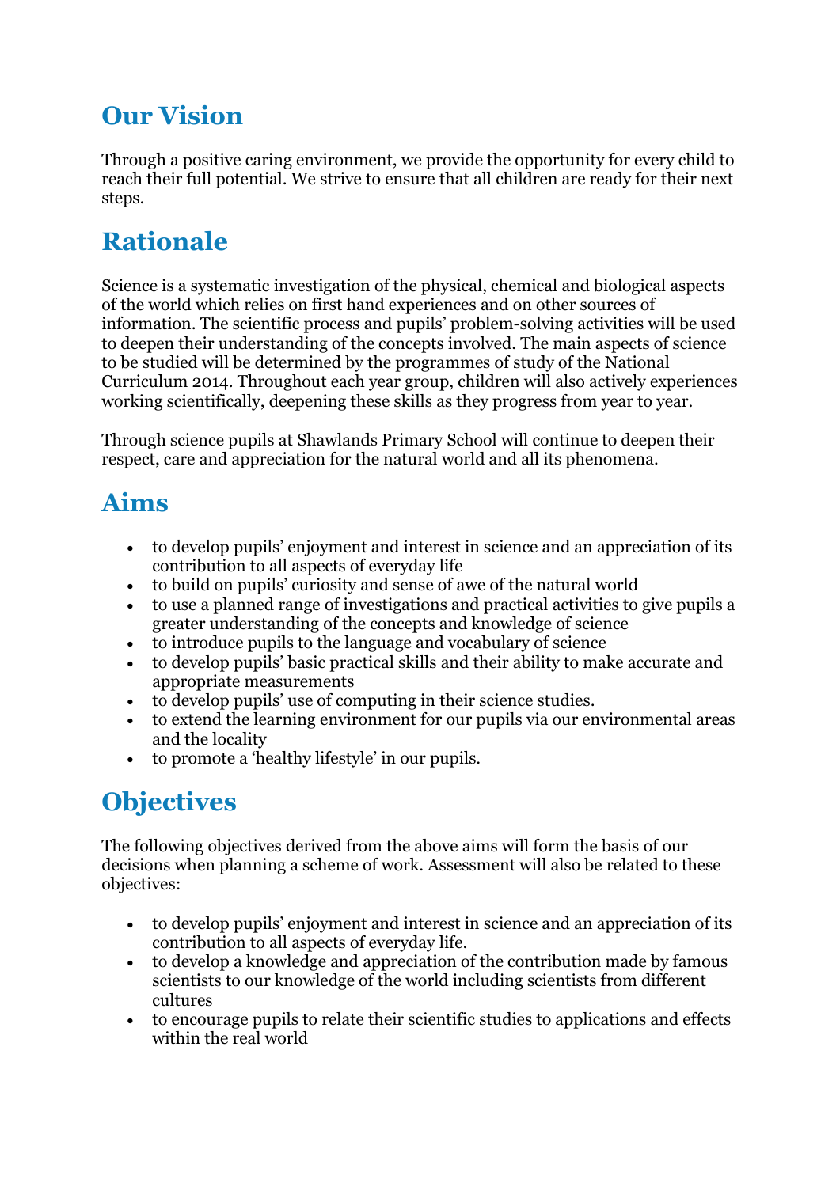## Our Vision

Through a positive caring environment, we provide the opportunity for every child to reach their full potential. We strive to ensure that all children are ready for their next steps.

## Rationale

Science is a systematic investigation of the physical, chemical and biological aspects of the world which relies on first hand experiences and on other sources of information. The scientific process and pupils' problem-solving activities will be used to deepen their understanding of the concepts involved. The main aspects of science to be studied will be determined by the programmes of study of the National Curriculum 2014. Throughout each year group, children will also actively experiences working scientifically, deepening these skills as they progress from year to year.

Through science pupils at Shawlands Primary School will continue to deepen their respect, care and appreciation for the natural world and all its phenomena.

## Aims

- to develop pupils' enjoyment and interest in science and an appreciation of its contribution to all aspects of everyday life
- to build on pupils' curiosity and sense of awe of the natural world
- to use a planned range of investigations and practical activities to give pupils a greater understanding of the concepts and knowledge of science
- to introduce pupils to the language and vocabulary of science
- to develop pupils' basic practical skills and their ability to make accurate and appropriate measurements
- to develop pupils' use of computing in their science studies.
- to extend the learning environment for our pupils via our environmental areas and the locality
- to promote a 'healthy lifestyle' in our pupils.

## Objectives

The following objectives derived from the above aims will form the basis of our decisions when planning a scheme of work. Assessment will also be related to these objectives:

- to develop pupils' enjoyment and interest in science and an appreciation of its contribution to all aspects of everyday life.
- to develop a knowledge and appreciation of the contribution made by famous scientists to our knowledge of the world including scientists from different cultures
- to encourage pupils to relate their scientific studies to applications and effects within the real world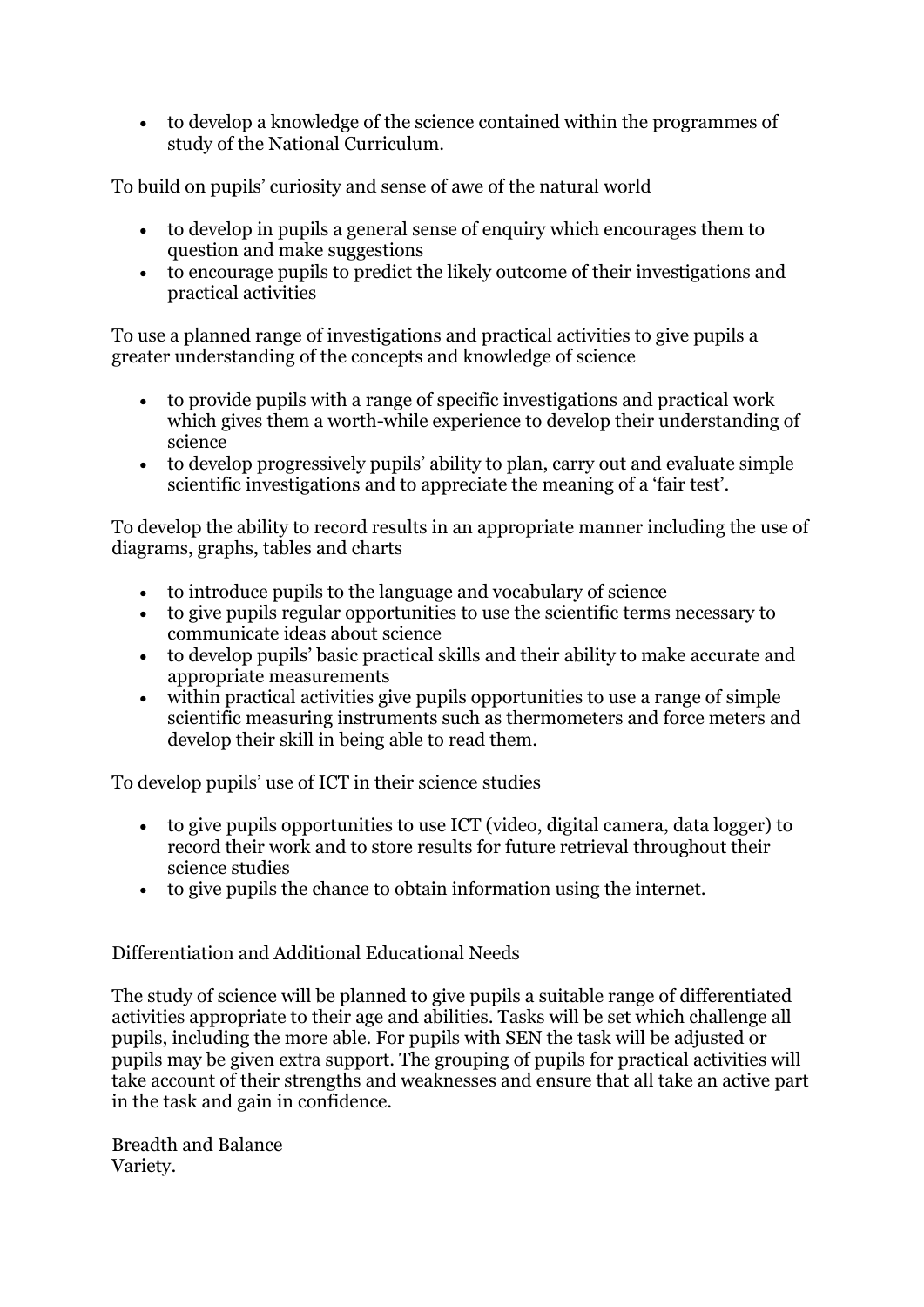- to develop a knowledge of the science contained within the programmes of study of the National Curriculum.

To build on pupils' curiosity and sense of awe of the natural world

- to develop in pupils a general sense of enquiry which encourages them to question and make suggestions
- to encourage pupils to predict the likely outcome of their investigations and practical activities

To use a planned range of investigations and practical activities to give pupils a greater understanding of the concepts and knowledge of science

- to provide pupils with a range of specific investigations and practical work which gives them a worth-while experience to develop their understanding of science
- to develop progressively pupils' ability to plan, carry out and evaluate simple scientific investigations and to appreciate the meaning of a 'fair test'.

To develop the ability to record results in an appropriate manner including the use of diagrams, graphs, tables and charts

- to introduce pupils to the language and vocabulary of science
- to give pupils regular opportunities to use the scientific terms necessary to communicate ideas about science
- to develop pupils' basic practical skills and their ability to make accurate and appropriate measurements
- within practical activities give pupils opportunities to use a range of simple scientific measuring instruments such as thermometers and force meters and develop their skill in being able to read them.

To develop pupils' use of ICT in their science studies

- to give pupils opportunities to use ICT (video, digital camera, data logger) to record their work and to store results for future retrieval throughout their science studies
- to give pupils the chance to obtain information using the internet.

Differentiation and Additional Educational Needs

The study of science will be planned to give pupils a suitable range of differentiated activities appropriate to their age and abilities. Tasks will be set which challenge all pupils, including the more able. For pupils with SEN the task will be adjusted or pupils may be given extra support. The grouping of pupils for practical activities will take account of their strengths and weaknesses and ensure that all take an active part in the task and gain in confidence.

Breadth and Balance
Variety.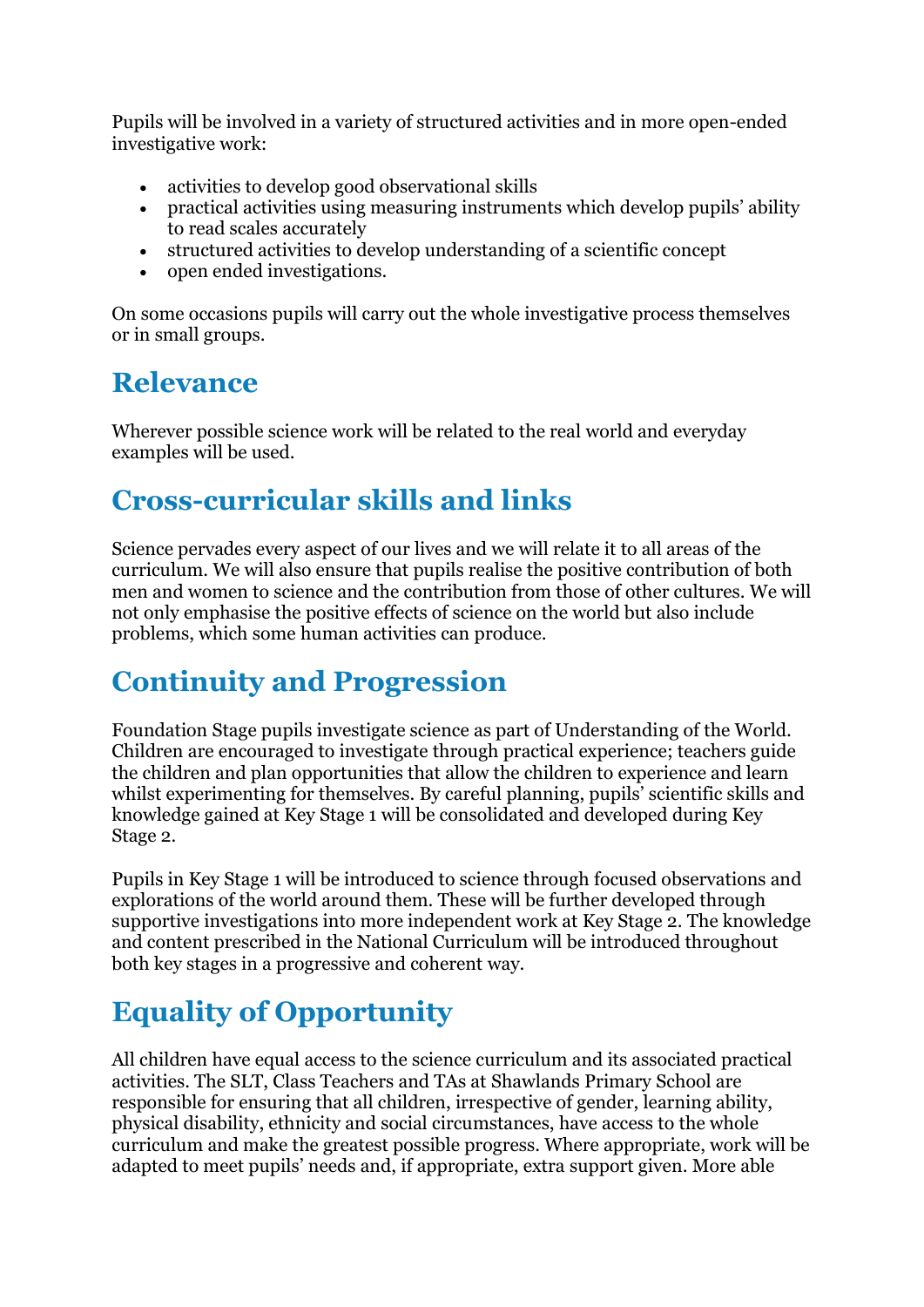Pupils will be involved in a variety of structured activities and in more open-ended investigative work:

- activities to develop good observational skills
- practical activities using measuring instruments which develop pupils' ability to read scales accurately
- structured activities to develop understanding of a scientific concept
- open ended investigations.

On some occasions pupils will carry out the whole investigative process themselves or in small groups.

## Relevance

Wherever possible science work will be related to the real world and everyday examples will be used.

## Cross-curricular skills and links

Science pervades every aspect of our lives and we will relate it to all areas of the curriculum. We will also ensure that pupils realise the positive contribution of both men and women to science and the contribution from those of other cultures. We will not only emphasise the positive effects of science on the world but also include problems, which some human activities can produce.

## Continuity and Progression

Foundation Stage pupils investigate science as part of Understanding of the World. Children are encouraged to investigate through practical experience; teachers guide the children and plan opportunities that allow the children to experience and learn whilst experimenting for themselves. By careful planning, pupils' scientific skills and knowledge gained at Key Stage 1 will be consolidated and developed during Key Stage 2.

Pupils in Key Stage 1 will be introduced to science through focused observations and explorations of the world around them. These will be further developed through supportive investigations into more independent work at Key Stage 2. The knowledge and content prescribed in the National Curriculum will be introduced throughout both key stages in a progressive and coherent way.

## Equality of Opportunity

All children have equal access to the science curriculum and its associated practical activities. The SLT, Class Teachers and TAs at Shawlands Primary School are responsible for ensuring that all children, irrespective of gender, learning ability, physical disability, ethnicity and social circumstances, have access to the whole curriculum and make the greatest possible progress. Where appropriate, work will be adapted to meet pupils' needs and, if appropriate, extra support given. More able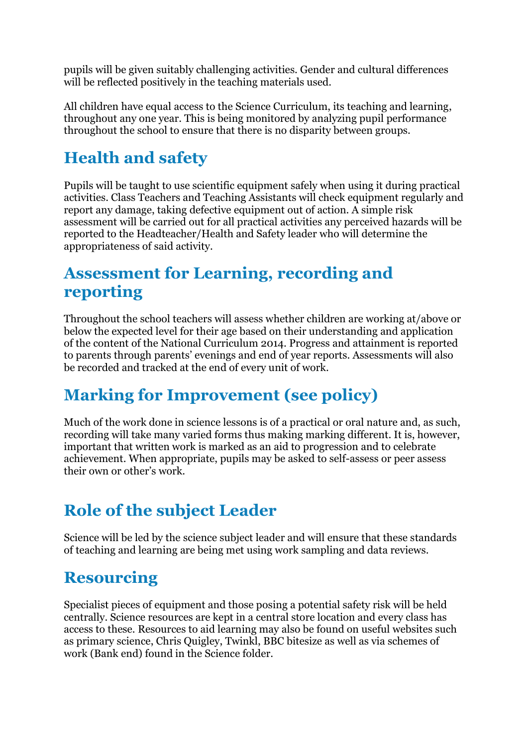pupils will be given suitably challenging activities. Gender and cultural differences will be reflected positively in the teaching materials used.

All children have equal access to the Science Curriculum, its teaching and learning, throughout any one year. This is being monitored by analyzing pupil performance throughout the school to ensure that there is no disparity between groups.

## Health and safety

Pupils will be taught to use scientific equipment safely when using it during practical activities. Class Teachers and Teaching Assistants will check equipment regularly and report any damage, taking defective equipment out of action. A simple risk assessment will be carried out for all practical activities any perceived hazards will be reported to the Headteacher/Health and Safety leader who will determine the appropriateness of said activity.

## Assessment for Learning, recording and reporting

Throughout the school teachers will assess whether children are working at/above or below the expected level for their age based on their understanding and application of the content of the National Curriculum 2014. Progress and attainment is reported to parents through parents' evenings and end of year reports. Assessments will also be recorded and tracked at the end of every unit of work.

## Marking for Improvement (see policy)

Much of the work done in science lessons is of a practical or oral nature and, as such, recording will take many varied forms thus making marking different. It is, however, important that written work is marked as an aid to progression and to celebrate achievement. When appropriate, pupils may be asked to self-assess or peer assess their own or other's work.

## Role of the subject Leader

Science will be led by the science subject leader and will ensure that these standards of teaching and learning are being met using work sampling and data reviews.

## Resourcing

Specialist pieces of equipment and those posing a potential safety risk will be held centrally. Science resources are kept in a central store location and every class has access to these. Resources to aid learning may also be found on useful websites such as primary science, Chris Quigley, Twinkl, BBC bitesize as well as via schemes of work (Bank end) found in the Science folder.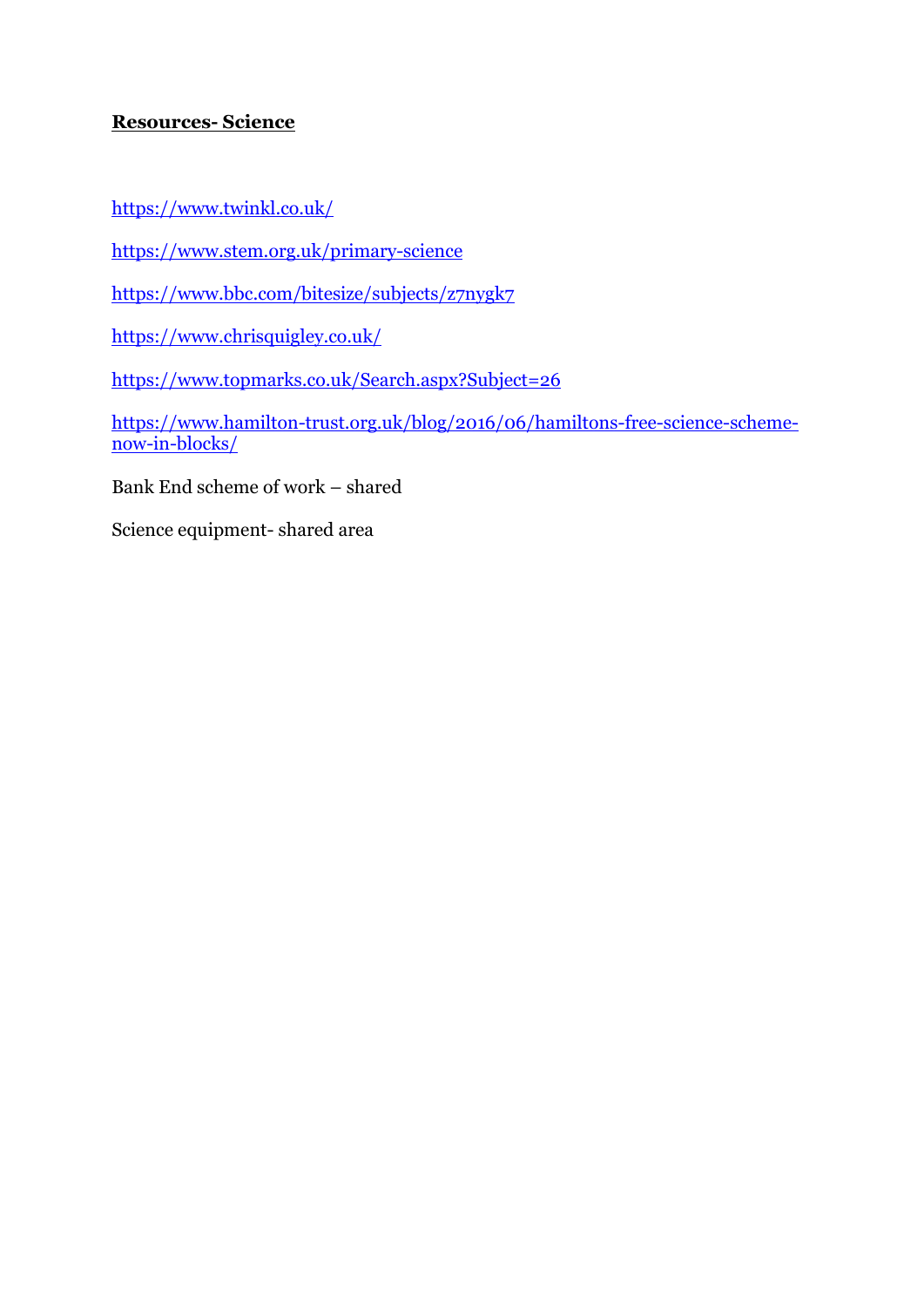**<u>Resources- Science</u>**

https://www.twinkl.co.uk/

https://www.stem.org.uk/primary-science

https://www.bbc.com/bitesize/subjects/z7nygk7

https://www.chrisquigley.co.uk/

https://www.topmarks.co.uk/Search.aspx?Subject=26

https://www.hamilton-trust.org.uk/blog/2016/06/hamiltons-free-science-scheme-now-in-blocks/

Bank End scheme of work – shared

Science equipment- shared area